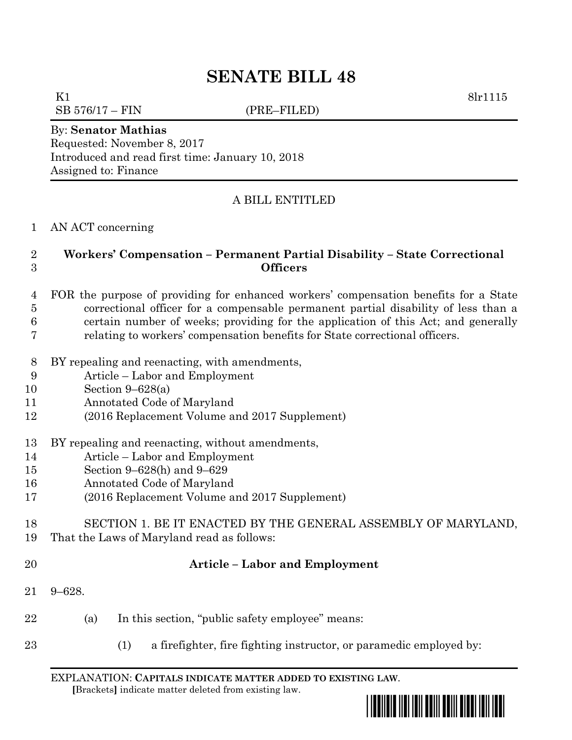# SENATE BILL 48

K1 8lr1115
SB 576/17 – FIN (PRE–FILED)

By: **Senator Mathias**
Requested: November 8, 2017
Introduced and read first time: January 10, 2018
Assigned to: Finance

A BILL ENTITLED

1 AN ACT concerning

2 **Workers' Compensation – Permanent Partial Disability – State Correctional**
3 **Officers**

4 FOR the purpose of providing for enhanced workers' compensation benefits for a State
5 correctional officer for a compensable permanent partial disability of less than a
6 certain number of weeks; providing for the application of this Act; and generally
7 relating to workers' compensation benefits for State correctional officers.

8 BY repealing and reenacting, with amendments,
9 Article – Labor and Employment
10 Section 9–628(a)
11 Annotated Code of Maryland
12 (2016 Replacement Volume and 2017 Supplement)

13 BY repealing and reenacting, without amendments,
14 Article – Labor and Employment
15 Section 9–628(h) and 9–629
16 Annotated Code of Maryland
17 (2016 Replacement Volume and 2017 Supplement)

18 SECTION 1. BE IT ENACTED BY THE GENERAL ASSEMBLY OF MARYLAND,
19 That the Laws of Maryland read as follows:

20 **Article – Labor and Employment**

21 9–628.

22 (a) In this section, "public safety employee" means:

23 (1) a firefighter, fire fighting instructor, or paramedic employed by:

EXPLANATION: **CAPITALS INDICATE MATTER ADDED TO EXISTING LAW**.
**[**Brackets**]** indicate matter deleted from existing law.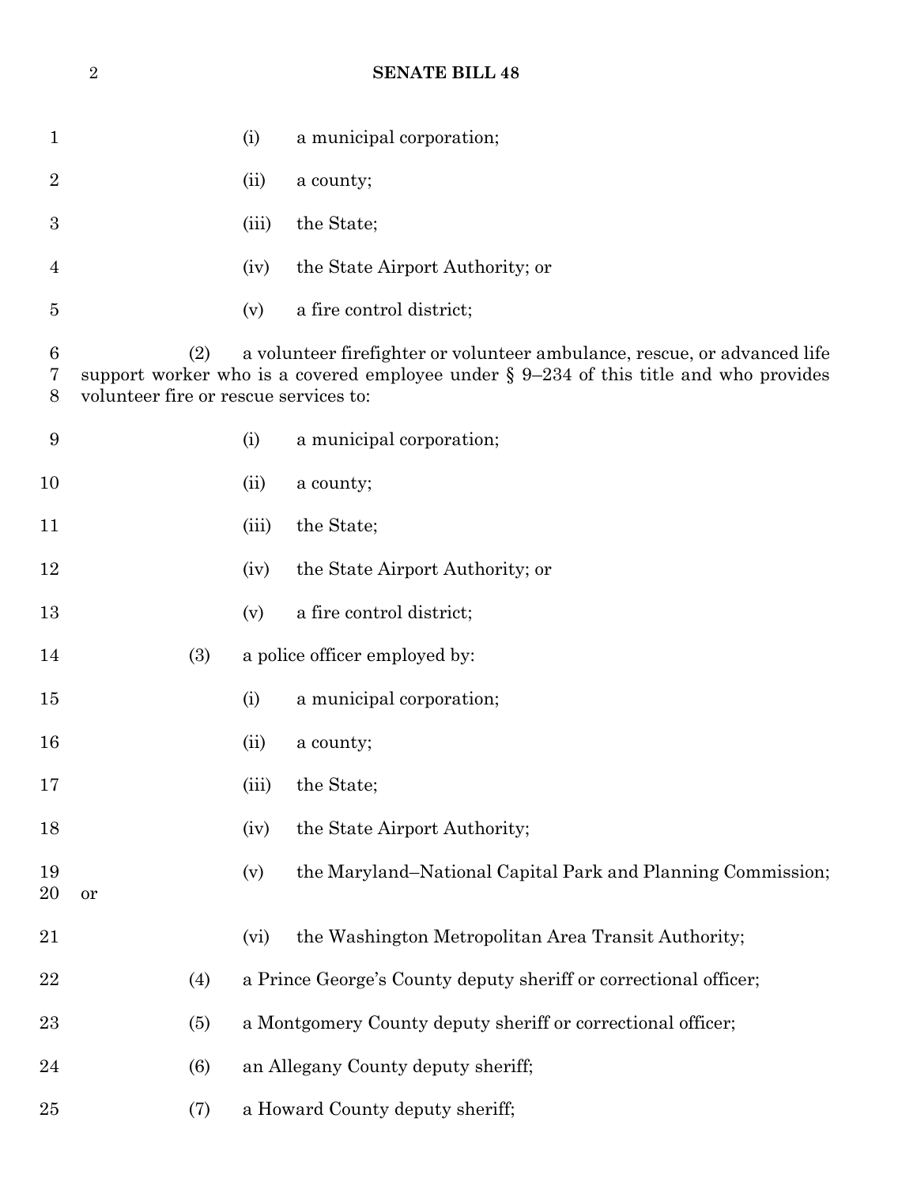(i) a municipal corporation;

(ii) a county;

(iii) the State;

(iv) the State Airport Authority; or

(v) a fire control district;

(2) a volunteer firefighter or volunteer ambulance, rescue, or advanced life support worker who is a covered employee under § 9–234 of this title and who provides volunteer fire or rescue services to:

(i) a municipal corporation;

(ii) a county;

(iii) the State;

(iv) the State Airport Authority; or

(v) a fire control district;

(3) a police officer employed by:

(i) a municipal corporation;

(ii) a county;

(iii) the State;

(iv) the State Airport Authority;

(v) the Maryland–National Capital Park and Planning Commission; or

(vi) the Washington Metropolitan Area Transit Authority;

(4) a Prince George's County deputy sheriff or correctional officer;

(5) a Montgomery County deputy sheriff or correctional officer;

(6) an Allegany County deputy sheriff;

(7) a Howard County deputy sheriff;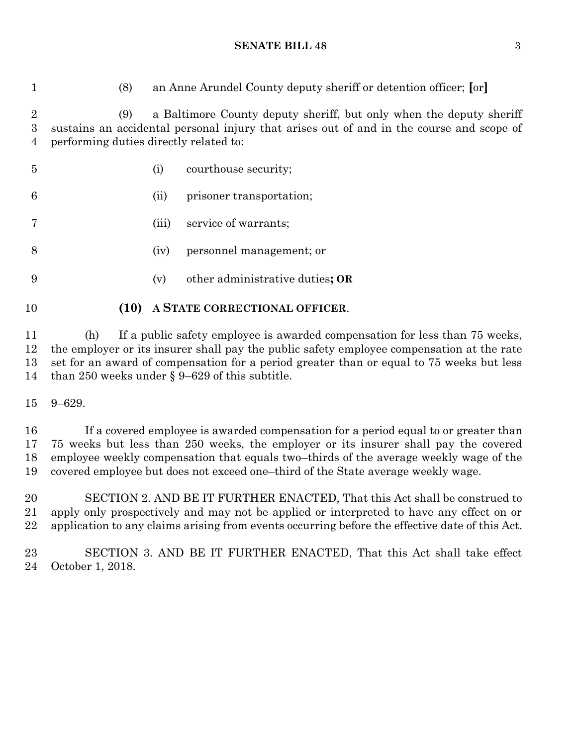(8) an Anne Arundel County deputy sheriff or detention officer; **[**or**]**

(9) a Baltimore County deputy sheriff, but only when the deputy sheriff sustains an accidental personal injury that arises out of and in the course and scope of performing duties directly related to:

(i) courthouse security;

(ii) prisoner transportation;

(iii) service of warrants;

(iv) personnel management; or

(v) other administrative duties**; OR**

**(10) A STATE CORRECTIONAL OFFICER**.

(h) If a public safety employee is awarded compensation for less than 75 weeks, the employer or its insurer shall pay the public safety employee compensation at the rate set for an award of compensation for a period greater than or equal to 75 weeks but less than 250 weeks under § 9–629 of this subtitle.

9–629.

If a covered employee is awarded compensation for a period equal to or greater than 75 weeks but less than 250 weeks, the employer or its insurer shall pay the covered employee weekly compensation that equals two–thirds of the average weekly wage of the covered employee but does not exceed one–third of the State average weekly wage.

SECTION 2. AND BE IT FURTHER ENACTED, That this Act shall be construed to apply only prospectively and may not be applied or interpreted to have any effect on or application to any claims arising from events occurring before the effective date of this Act.

SECTION 3. AND BE IT FURTHER ENACTED, That this Act shall take effect October 1, 2018.